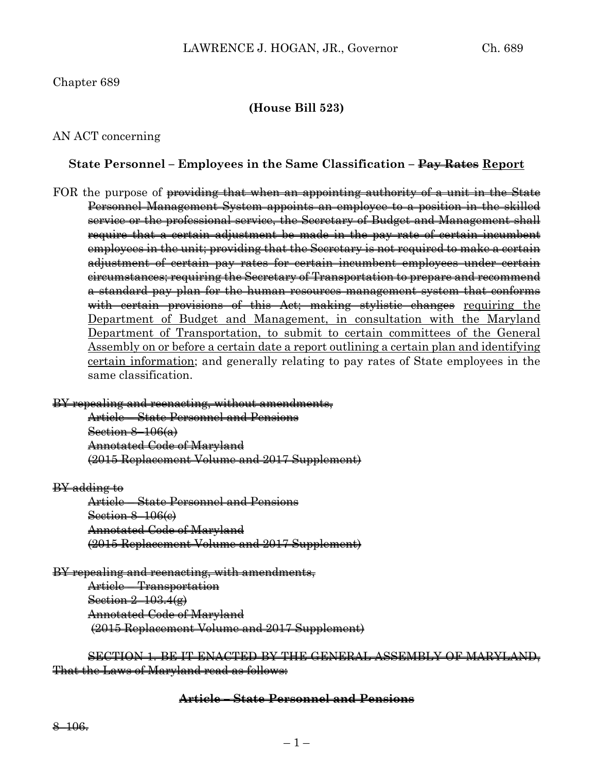Chapter 689

**(House Bill 523)**

AN ACT concerning

**State Personnel – Employees in the Same Classification – ~~Pay Rates~~ Report**

FOR the purpose of ~~providing that when an appointing authority of a unit in the State Personnel Management System appoints an employee to a position in the skilled service or the professional service, the Secretary of Budget and Management shall require that a certain adjustment be made in the pay rate of certain incumbent employees in the unit; providing that the Secretary is not required to make a certain adjustment of certain pay rates for certain incumbent employees under certain circumstances; requiring the Secretary of Transportation to prepare and recommend a standard pay plan for the human resources management system that conforms with certain provisions of this Act; making stylistic changes~~ requiring the Department of Budget and Management, in consultation with the Maryland Department of Transportation, to submit to certain committees of the General Assembly on or before a certain date a report outlining a certain plan and identifying certain information; and generally relating to pay rates of State employees in the same classification.

~~BY repealing and reenacting, without amendments,~~
~~Article – State Personnel and Pensions~~
~~Section 8–106(a)~~
~~Annotated Code of Maryland~~
~~(2015 Replacement Volume and 2017 Supplement)~~

~~BY adding to~~
~~Article – State Personnel and Pensions~~
~~Section 8–106(c)~~
~~Annotated Code of Maryland~~
~~(2015 Replacement Volume and 2017 Supplement)~~

~~BY repealing and reenacting, with amendments,~~
~~Article – Transportation~~
~~Section 2–103.4(g)~~
~~Annotated Code of Maryland~~
~~(2015 Replacement Volume and 2017 Supplement)~~

~~SECTION 1. BE IT ENACTED BY THE GENERAL ASSEMBLY OF MARYLAND, That the Laws of Maryland read as follows:~~

**~~Article – State Personnel and Pensions~~**

~~8–106.~~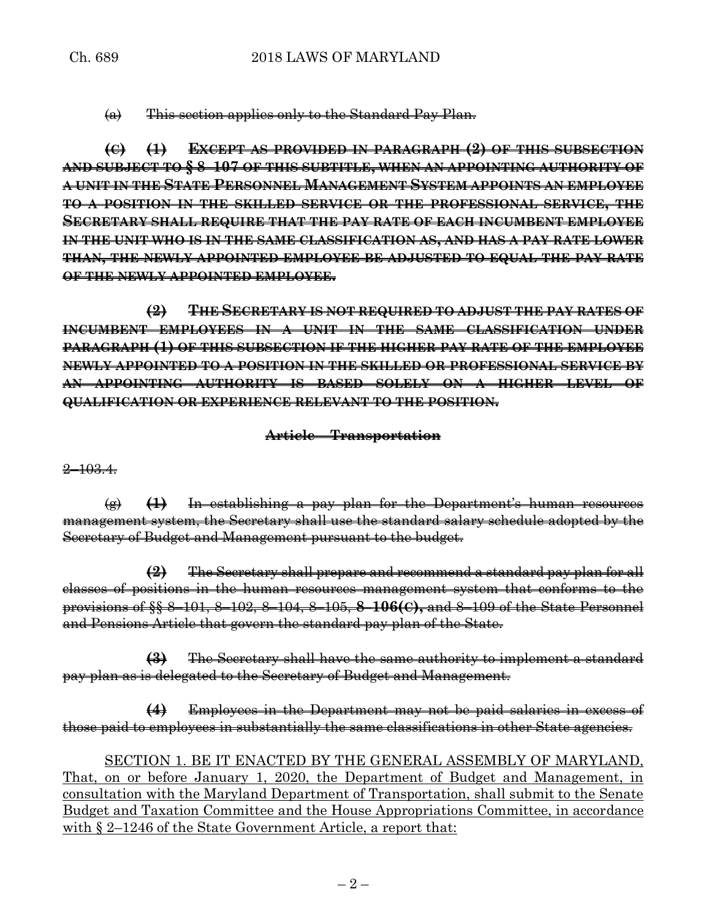~~(a) This section applies only to the Standard Pay Plan.~~

~~**(C) (1) EXCEPT AS PROVIDED IN PARAGRAPH (2) OF THIS SUBSECTION AND SUBJECT TO § 8–107 OF THIS SUBTITLE, WHEN AN APPOINTING AUTHORITY OF A UNIT IN THE STATE PERSONNEL MANAGEMENT SYSTEM APPOINTS AN EMPLOYEE TO A POSITION IN THE SKILLED SERVICE OR THE PROFESSIONAL SERVICE, THE SECRETARY SHALL REQUIRE THAT THE PAY RATE OF EACH INCUMBENT EMPLOYEE IN THE UNIT WHO IS IN THE SAME CLASSIFICATION AS, AND HAS A PAY RATE LOWER THAN, THE NEWLY APPOINTED EMPLOYEE BE ADJUSTED TO EQUAL THE PAY RATE OF THE NEWLY APPOINTED EMPLOYEE.**~~

~~**(2) THE SECRETARY IS NOT REQUIRED TO ADJUST THE PAY RATES OF INCUMBENT EMPLOYEES IN A UNIT IN THE SAME CLASSIFICATION UNDER PARAGRAPH (1) OF THIS SUBSECTION IF THE HIGHER PAY RATE OF THE EMPLOYEE NEWLY APPOINTED TO A POSITION IN THE SKILLED OR PROFESSIONAL SERVICE BY AN APPOINTING AUTHORITY IS BASED SOLELY ON A HIGHER LEVEL OF QUALIFICATION OR EXPERIENCE RELEVANT TO THE POSITION.**~~

~~**Article – Transportation**~~

~~2–103.4.~~

~~(g) **(1)** In establishing a pay plan for the Department's human resources management system, the Secretary shall use the standard salary schedule adopted by the Secretary of Budget and Management pursuant to the budget.~~

~~**(2)** The Secretary shall prepare and recommend a standard pay plan for all classes of positions in the human resources management system that conforms to the provisions of §§ 8–101, 8–102, 8–104, 8–105, **8–106(C),** and 8–109 of the State Personnel and Pensions Article that govern the standard pay plan of the State.~~

~~**(3)** The Secretary shall have the same authority to implement a standard pay plan as is delegated to the Secretary of Budget and Management.~~

~~**(4)** Employees in the Department may not be paid salaries in excess of those paid to employees in substantially the same classifications in other State agencies.~~

<u>SECTION 1. BE IT ENACTED BY THE GENERAL ASSEMBLY OF MARYLAND, That, on or before January 1, 2020, the Department of Budget and Management, in consultation with the Maryland Department of Transportation, shall submit to the Senate Budget and Taxation Committee and the House Appropriations Committee, in accordance with § 2–1246 of the State Government Article, a report that:</u>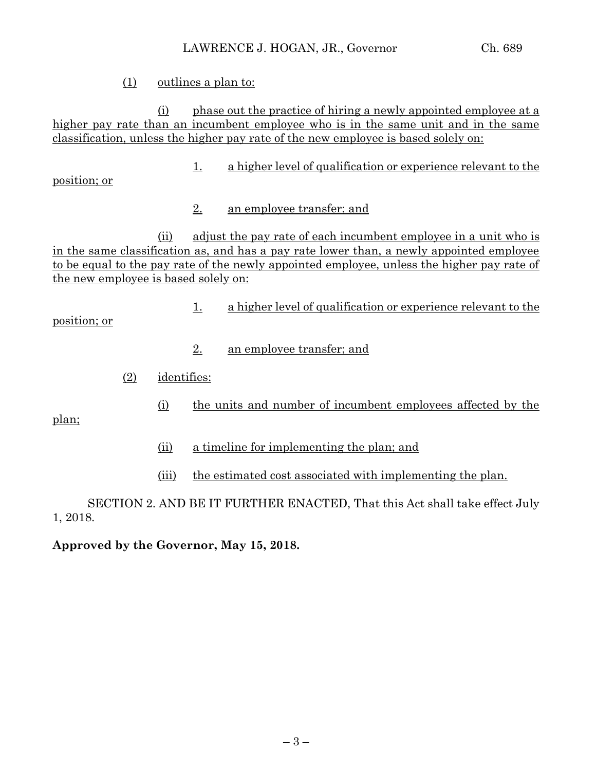(1) outlines a plan to:

(i) phase out the practice of hiring a newly appointed employee at a higher pay rate than an incumbent employee who is in the same unit and in the same classification, unless the higher pay rate of the new employee is based solely on:

1. a higher level of qualification or experience relevant to the position; or

2. an employee transfer; and

(ii) adjust the pay rate of each incumbent employee in a unit who is in the same classification as, and has a pay rate lower than, a newly appointed employee to be equal to the pay rate of the newly appointed employee, unless the higher pay rate of the new employee is based solely on:

1. a higher level of qualification or experience relevant to the position; or

2. an employee transfer; and

(2) identifies:

(i) the units and number of incumbent employees affected by the plan;

(ii) a timeline for implementing the plan; and

(iii) the estimated cost associated with implementing the plan.

SECTION 2. AND BE IT FURTHER ENACTED, That this Act shall take effect July 1, 2018.

**Approved by the Governor, May 15, 2018.**